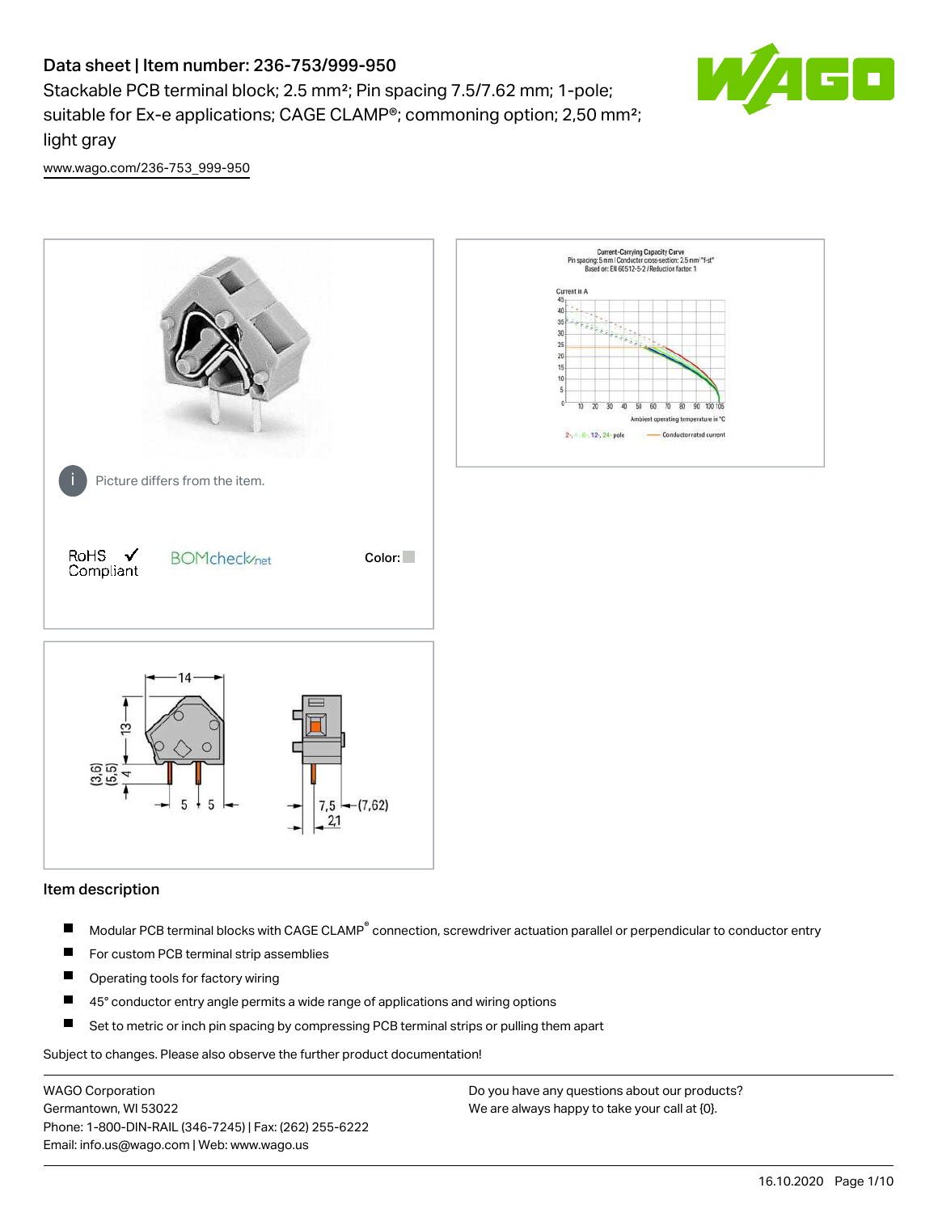# Data sheet | Item number: 236-753/999-950

Stackable PCB terminal block; 2.5 mm²; Pin spacing 7.5/7.62 mm; 1-pole; suitable for Ex-e applications; CAGE CLAMP®; commoning option; 2,50 mm²; light gray

www.wago.com/236-753_999-950

Picture differs from the item.

RoHS ✓ Compliant

BOMcheck.net

Color:

## Item description

- Modular PCB terminal blocks with CAGE CLAMP® connection, screwdriver actuation parallel or perpendicular to conductor entry
- For custom PCB terminal strip assemblies
- Operating tools for factory wiring
- 45° conductor entry angle permits a wide range of applications and wiring options
- Set to metric or inch pin spacing by compressing PCB terminal strips or pulling them apart

Subject to changes. Please also observe the further product documentation!

WAGO Corporation
Germantown, WI 53022
Phone: 1-800-DIN-RAIL (346-7245) | Fax: (262) 255-6222
Email: info.us@wago.com | Web: www.wago.us

Do you have any questions about our products?
We are always happy to take your call at {0}.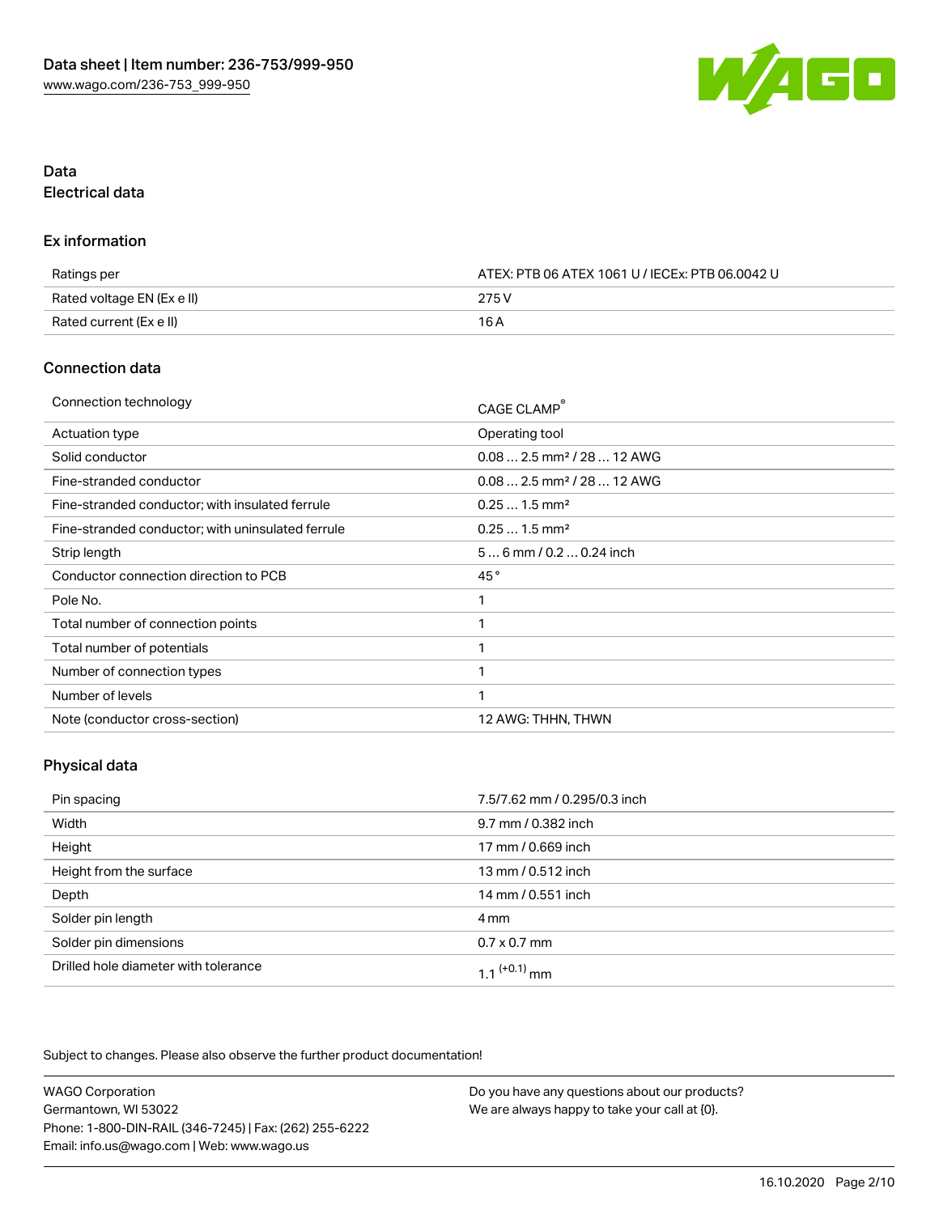## Data

### Electrical data

#### Ex information

| Ratings per | ATEX: PTB 06 ATEX 1061 U / IECEx: PTB 06.0042 U |
|---|---|
| Rated voltage EN (Ex e II) | 275 V |
| Rated current (Ex e II) | 16 A |

### Connection data

| Connection technology | CAGE CLAMP® |
|---|---|
| Actuation type | Operating tool |
| Solid conductor | 0.08 … 2.5 mm² / 28 … 12 AWG |
| Fine-stranded conductor | 0.08 … 2.5 mm² / 28 … 12 AWG |
| Fine-stranded conductor; with insulated ferrule | 0.25 … 1.5 mm² |
| Fine-stranded conductor; with uninsulated ferrule | 0.25 … 1.5 mm² |
| Strip length | 5 … 6 mm / 0.2 … 0.24 inch |
| Conductor connection direction to PCB | 45 ° |
| Pole No. | 1 |
| Total number of connection points | 1 |
| Total number of potentials | 1 |
| Number of connection types | 1 |
| Number of levels | 1 |
| Note (conductor cross-section) | 12 AWG: THHN, THWN |

### Physical data

| Pin spacing | 7.5/7.62 mm / 0.295/0.3 inch |
|---|---|
| Width | 9.7 mm / 0.382 inch |
| Height | 17 mm / 0.669 inch |
| Height from the surface | 13 mm / 0.512 inch |
| Depth | 14 mm / 0.551 inch |
| Solder pin length | 4 mm |
| Solder pin dimensions | 0.7 x 0.7 mm |
| Drilled hole diameter with tolerance | $1.1^{(+0.1)}$ mm |

Subject to changes. Please also observe the further product documentation!

WAGO Corporation
Germantown, WI 53022
Phone: 1-800-DIN-RAIL (346-7245) | Fax: (262) 255-6222
Email: info.us@wago.com | Web: www.wago.us

Do you have any questions about our products?
We are always happy to take your call at {0}.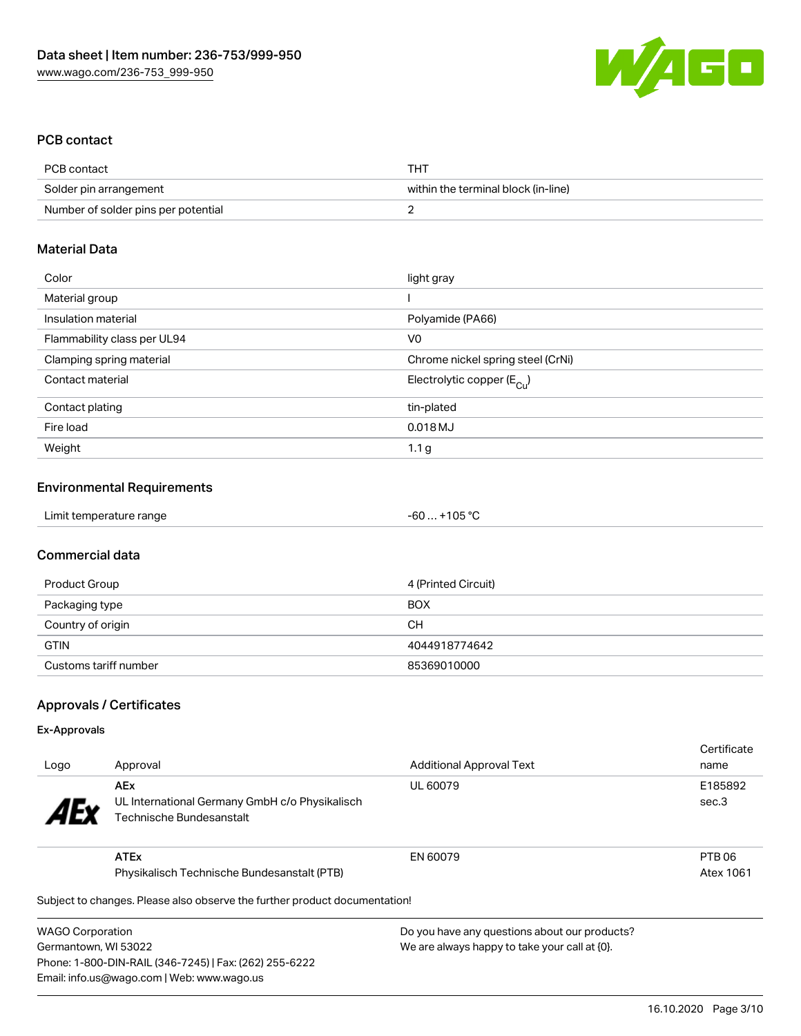## PCB contact

| PCB contact | THT |
|---|---|
| Solder pin arrangement | within the terminal block (in-line) |
| Number of solder pins per potential | 2 |

## Material Data

| Color | light gray |
|---|---|
| Material group | I |
| Insulation material | Polyamide (PA66) |
| Flammability class per UL94 | V0 |
| Clamping spring material | Chrome nickel spring steel (CrNi) |
| Contact material | Electrolytic copper ($E_{Cu}$) |
| Contact plating | tin-plated |
| Fire load | 0.018 MJ |
| Weight | 1.1 g |

## Environmental Requirements

| Limit temperature range | -60 … +105 °C |
|---|---|

## Commercial data

| Product Group | 4 (Printed Circuit) |
|---|---|
| Packaging type | BOX |
| Country of origin | CH |
| GTIN | 4044918774642 |
| Customs tariff number | 85369010000 |

## Approvals / Certificates

### Ex-Approvals

| Logo | Approval | Additional Approval Text | Certificate name |
|---|---|---|---|
| AEx | **AEx** UL International Germany GmbH c/o Physikalisch Technische Bundesanstalt | UL 60079 | E185892 sec.3 |
| | **ATEx** Physikalisch Technische Bundesanstalt (PTB) | EN 60079 | PTB 06 Atex 1061 |

Subject to changes. Please also observe the further product documentation!

WAGO Corporation
Germantown, WI 53022
Phone: 1-800-DIN-RAIL (346-7245) | Fax: (262) 255-6222
Email: info.us@wago.com | Web: www.wago.us

Do you have any questions about our products?
We are always happy to take your call at {0}.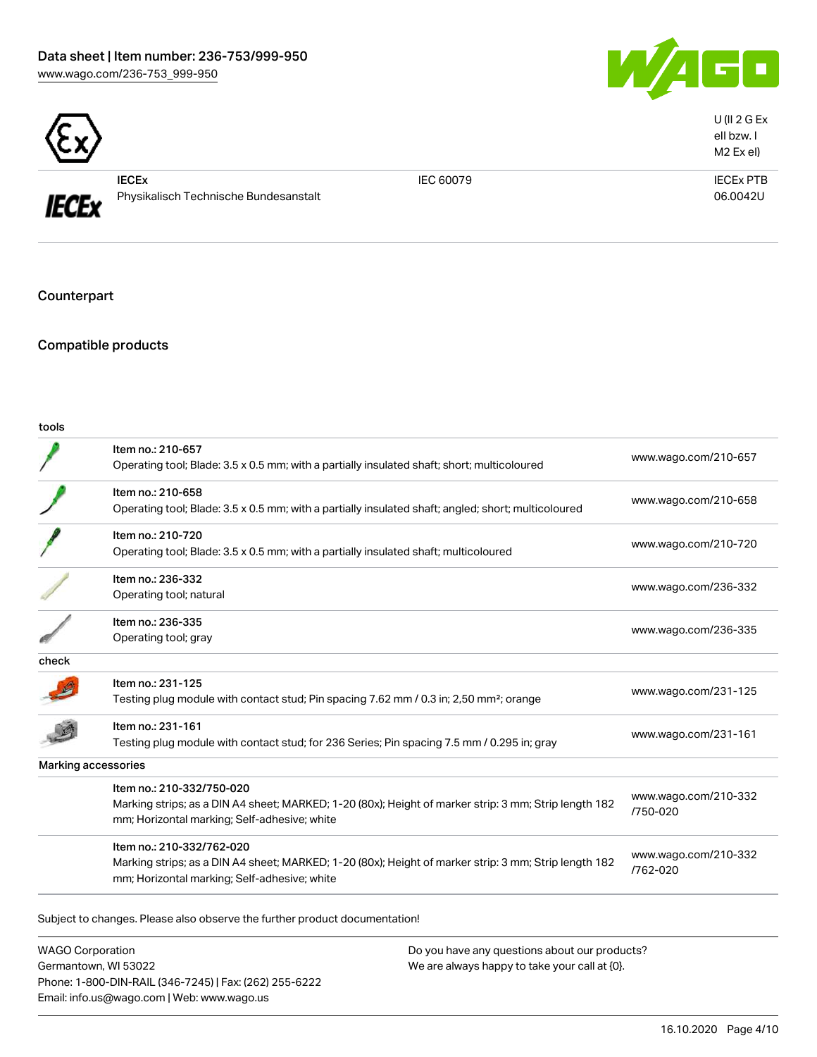| | | | U (II 2 G Ex eII bzw. I M2 Ex eI) |
|---|---|---|---|
| | IECEx<br>Physikalisch Technische Bundesanstalt | IEC 60079 | IECEx PTB 06.0042U |

## Counterpart

## Compatible products

| tools | | |
|---|---|---|
| | Item no.: 210-657<br>Operating tool; Blade: 3.5 x 0.5 mm; with a partially insulated shaft; short; multicoloured | www.wago.com/210-657 |
| | Item no.: 210-658<br>Operating tool; Blade: 3.5 x 0.5 mm; with a partially insulated shaft; angled; short; multicoloured | www.wago.com/210-658 |
| | Item no.: 210-720<br>Operating tool; Blade: 3.5 x 0.5 mm; with a partially insulated shaft; multicoloured | www.wago.com/210-720 |
| | Item no.: 236-332<br>Operating tool; natural | www.wago.com/236-332 |
| | Item no.: 236-335<br>Operating tool; gray | www.wago.com/236-335 |
| **check** | | |
| | Item no.: 231-125<br>Testing plug module with contact stud; Pin spacing 7.62 mm / 0.3 in; 2,50 mm²; orange | www.wago.com/231-125 |
| | Item no.: 231-161<br>Testing plug module with contact stud; for 236 Series; Pin spacing 7.5 mm / 0.295 in; gray | www.wago.com/231-161 |
| **Marking accessories** | | |
| | Item no.: 210-332/750-020<br>Marking strips; as a DIN A4 sheet; MARKED; 1-20 (80x); Height of marker strip: 3 mm; Strip length 182 mm; Horizontal marking; Self-adhesive; white | www.wago.com/210-332/750-020 |
| | Item no.: 210-332/762-020<br>Marking strips; as a DIN A4 sheet; MARKED; 1-20 (80x); Height of marker strip: 3 mm; Strip length 182 mm; Horizontal marking; Self-adhesive; white | www.wago.com/210-332/762-020 |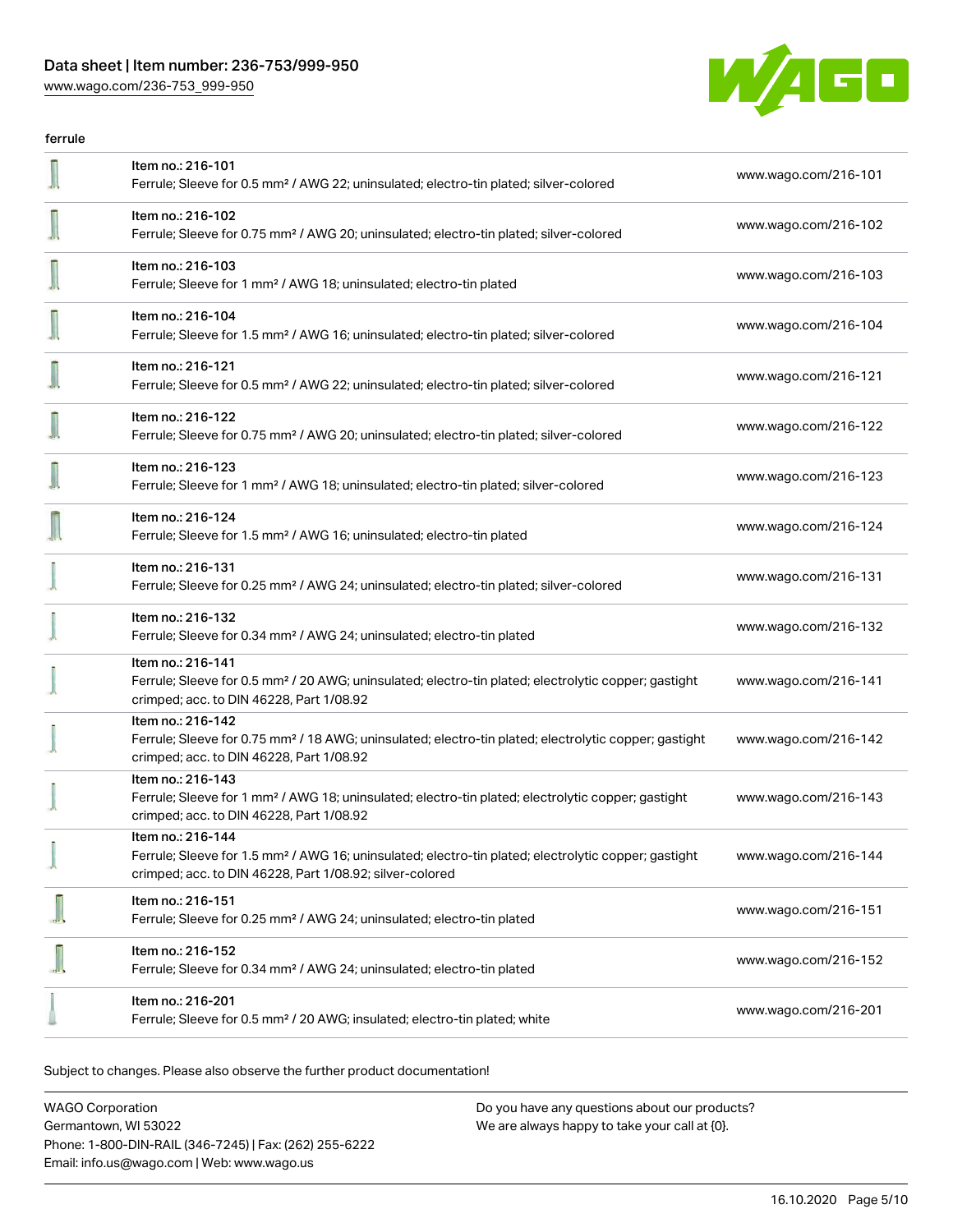Data sheet | Item number: 236-753/999-950
www.wago.com/236-753_999-950

ferrule

| Item | Description | Link |
| --- | --- | --- |
| Item no.: 216-101 | Ferrule; Sleeve for 0.5 mm² / AWG 22; uninsulated; electro-tin plated; silver-colored | www.wago.com/216-101 |
| Item no.: 216-102 | Ferrule; Sleeve for 0.75 mm² / AWG 20; uninsulated; electro-tin plated; silver-colored | www.wago.com/216-102 |
| Item no.: 216-103 | Ferrule; Sleeve for 1 mm² / AWG 18; uninsulated; electro-tin plated | www.wago.com/216-103 |
| Item no.: 216-104 | Ferrule; Sleeve for 1.5 mm² / AWG 16; uninsulated; electro-tin plated; silver-colored | www.wago.com/216-104 |
| Item no.: 216-121 | Ferrule; Sleeve for 0.5 mm² / AWG 22; uninsulated; electro-tin plated; silver-colored | www.wago.com/216-121 |
| Item no.: 216-122 | Ferrule; Sleeve for 0.75 mm² / AWG 20; uninsulated; electro-tin plated; silver-colored | www.wago.com/216-122 |
| Item no.: 216-123 | Ferrule; Sleeve for 1 mm² / AWG 18; uninsulated; electro-tin plated; silver-colored | www.wago.com/216-123 |
| Item no.: 216-124 | Ferrule; Sleeve for 1.5 mm² / AWG 16; uninsulated; electro-tin plated | www.wago.com/216-124 |
| Item no.: 216-131 | Ferrule; Sleeve for 0.25 mm² / AWG 24; uninsulated; electro-tin plated; silver-colored | www.wago.com/216-131 |
| Item no.: 216-132 | Ferrule; Sleeve for 0.34 mm² / AWG 24; uninsulated; electro-tin plated | www.wago.com/216-132 |
| Item no.: 216-141 | Ferrule; Sleeve for 0.5 mm² / 20 AWG; uninsulated; electro-tin plated; electrolytic copper; gastight crimped; acc. to DIN 46228, Part 1/08.92 | www.wago.com/216-141 |
| Item no.: 216-142 | Ferrule; Sleeve for 0.75 mm² / 18 AWG; uninsulated; electro-tin plated; electrolytic copper; gastight crimped; acc. to DIN 46228, Part 1/08.92 | www.wago.com/216-142 |
| Item no.: 216-143 | Ferrule; Sleeve for 1 mm² / AWG 18; uninsulated; electro-tin plated; electrolytic copper; gastight crimped; acc. to DIN 46228, Part 1/08.92 | www.wago.com/216-143 |
| Item no.: 216-144 | Ferrule; Sleeve for 1.5 mm² / AWG 16; uninsulated; electro-tin plated; electrolytic copper; gastight crimped; acc. to DIN 46228, Part 1/08.92; silver-colored | www.wago.com/216-144 |
| Item no.: 216-151 | Ferrule; Sleeve for 0.25 mm² / AWG 24; uninsulated; electro-tin plated | www.wago.com/216-151 |
| Item no.: 216-152 | Ferrule; Sleeve for 0.34 mm² / AWG 24; uninsulated; electro-tin plated | www.wago.com/216-152 |
| Item no.: 216-201 | Ferrule; Sleeve for 0.5 mm² / 20 AWG; insulated; electro-tin plated; white | www.wago.com/216-201 |

Subject to changes. Please also observe the further product documentation!

WAGO Corporation
Germantown, WI 53022
Phone: 1-800-DIN-RAIL (346-7245) | Fax: (262) 255-6222
Email: info.us@wago.com | Web: www.wago.us

Do you have any questions about our products?
We are always happy to take your call at {0}.

16.10.2020 Page 5/10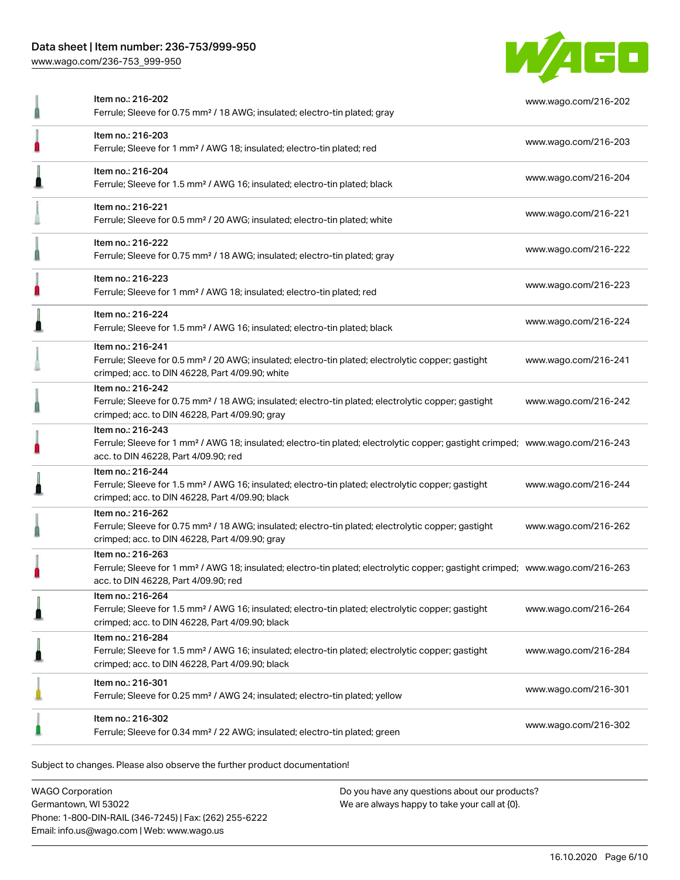| | | |
|---|---|---|
| | Item no.: 216-202<br>Ferrule; Sleeve for 0.75 mm² / 18 AWG; insulated; electro-tin plated; gray | www.wago.com/216-202 |
| | Item no.: 216-203<br>Ferrule; Sleeve for 1 mm² / AWG 18; insulated; electro-tin plated; red | www.wago.com/216-203 |
| | Item no.: 216-204<br>Ferrule; Sleeve for 1.5 mm² / AWG 16; insulated; electro-tin plated; black | www.wago.com/216-204 |
| | Item no.: 216-221<br>Ferrule; Sleeve for 0.5 mm² / 20 AWG; insulated; electro-tin plated; white | www.wago.com/216-221 |
| | Item no.: 216-222<br>Ferrule; Sleeve for 0.75 mm² / 18 AWG; insulated; electro-tin plated; gray | www.wago.com/216-222 |
| | Item no.: 216-223<br>Ferrule; Sleeve for 1 mm² / AWG 18; insulated; electro-tin plated; red | www.wago.com/216-223 |
| | Item no.: 216-224<br>Ferrule; Sleeve for 1.5 mm² / AWG 16; insulated; electro-tin plated; black | www.wago.com/216-224 |
| | Item no.: 216-241<br>Ferrule; Sleeve for 0.5 mm² / 20 AWG; insulated; electro-tin plated; electrolytic copper; gastight crimped; acc. to DIN 46228, Part 4/09.90; white | www.wago.com/216-241 |
| | Item no.: 216-242<br>Ferrule; Sleeve for 0.75 mm² / 18 AWG; insulated; electro-tin plated; electrolytic copper; gastight crimped; acc. to DIN 46228, Part 4/09.90; gray | www.wago.com/216-242 |
| | Item no.: 216-243<br>Ferrule; Sleeve for 1 mm² / AWG 18; insulated; electro-tin plated; electrolytic copper; gastight crimped; acc. to DIN 46228, Part 4/09.90; red | www.wago.com/216-243 |
| | Item no.: 216-244<br>Ferrule; Sleeve for 1.5 mm² / AWG 16; insulated; electro-tin plated; electrolytic copper; gastight crimped; acc. to DIN 46228, Part 4/09.90; black | www.wago.com/216-244 |
| | Item no.: 216-262<br>Ferrule; Sleeve for 0.75 mm² / 18 AWG; insulated; electro-tin plated; electrolytic copper; gastight crimped; acc. to DIN 46228, Part 4/09.90; gray | www.wago.com/216-262 |
| | Item no.: 216-263<br>Ferrule; Sleeve for 1 mm² / AWG 18; insulated; electro-tin plated; electrolytic copper; gastight crimped; acc. to DIN 46228, Part 4/09.90; red | www.wago.com/216-263 |
| | Item no.: 216-264<br>Ferrule; Sleeve for 1.5 mm² / AWG 16; insulated; electro-tin plated; electrolytic copper; gastight crimped; acc. to DIN 46228, Part 4/09.90; black | www.wago.com/216-264 |
| | Item no.: 216-284<br>Ferrule; Sleeve for 1.5 mm² / AWG 16; insulated; electro-tin plated; electrolytic copper; gastight crimped; acc. to DIN 46228, Part 4/09.90; black | www.wago.com/216-284 |
| | Item no.: 216-301<br>Ferrule; Sleeve for 0.25 mm² / AWG 24; insulated; electro-tin plated; yellow | www.wago.com/216-301 |
| | Item no.: 216-302<br>Ferrule; Sleeve for 0.34 mm² / 22 AWG; insulated; electro-tin plated; green | www.wago.com/216-302 |

Subject to changes. Please also observe the further product documentation!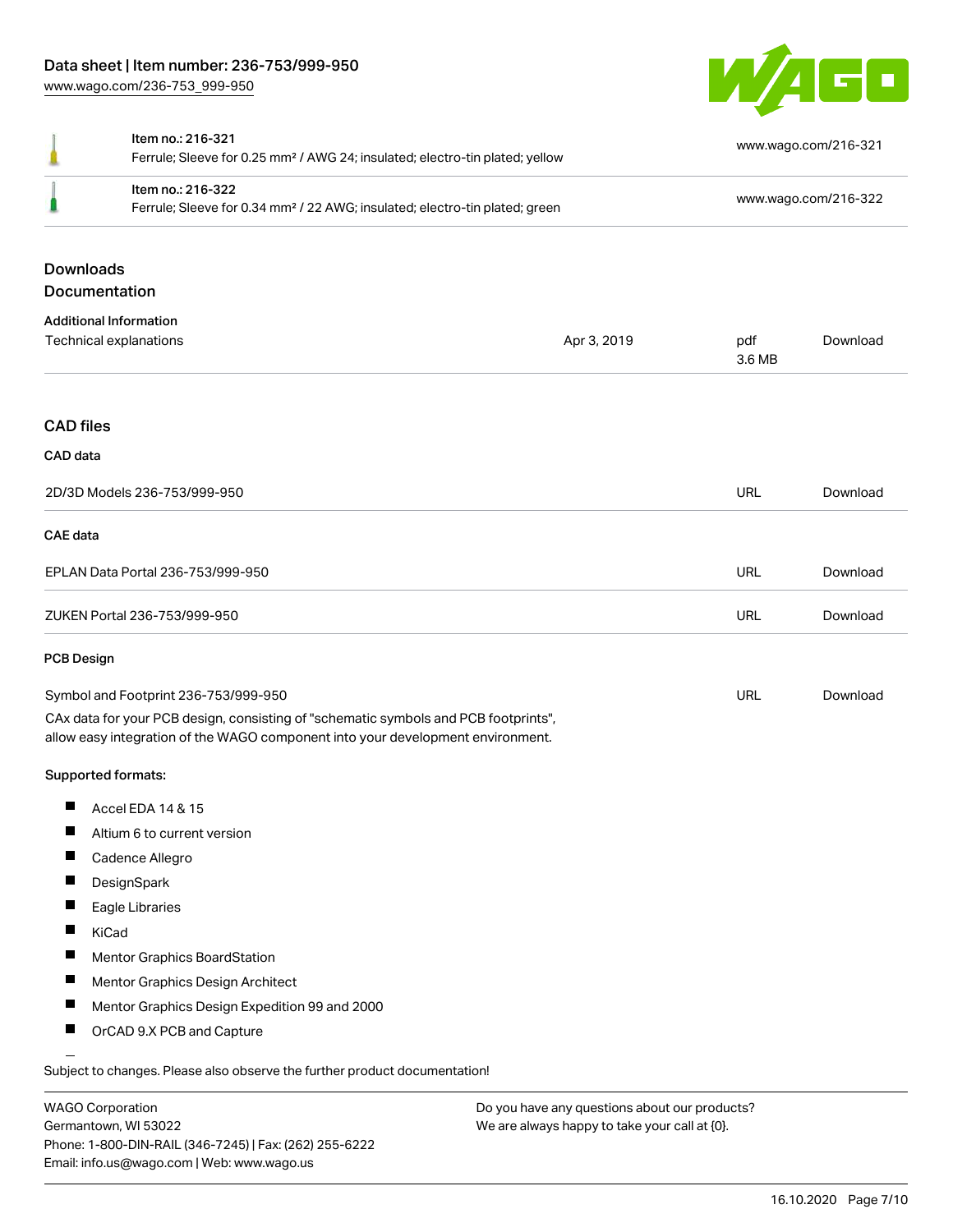| | | |
|---|---|---|
| | Item no.: 216-321<br>Ferrule; Sleeve for 0.25 mm² / AWG 24; insulated; electro-tin plated; yellow | www.wago.com/216-321 |
| | Item no.: 216-322<br>Ferrule; Sleeve for 0.34 mm² / 22 AWG; insulated; electro-tin plated; green | www.wago.com/216-322 |

## Downloads

### Documentation

#### Additional Information

| | | | |
|---|---|---|---|
| Technical explanations | Apr 3, 2019 | pdf<br>3.6 MB | Download |

### CAD files

#### CAD data

| | | |
|---|---|---|
| 2D/3D Models 236-753/999-950 | URL | Download |

#### CAE data

| | | |
|---|---|---|
| EPLAN Data Portal 236-753/999-950 | URL | Download |
| ZUKEN Portal 236-753/999-950 | URL | Download |

#### PCB Design

| | | |
|---|---|---|
| Symbol and Footprint 236-753/999-950 | URL | Download |

CAx data for your PCB design, consisting of "schematic symbols and PCB footprints", allow easy integration of the WAGO component into your development environment.

**Supported formats:**

- Accel EDA 14 & 15
- Altium 6 to current version
- Cadence Allegro
- DesignSpark
- Eagle Libraries
- KiCad
- Mentor Graphics BoardStation
- Mentor Graphics Design Architect
- Mentor Graphics Design Expedition 99 and 2000
- OrCAD 9.X PCB and Capture

Subject to changes. Please also observe the further product documentation!

WAGO Corporation
Germantown, WI 53022
Phone: 1-800-DIN-RAIL (346-7245) | Fax: (262) 255-6222
Email: info.us@wago.com | Web: www.wago.us

Do you have any questions about our products?
We are always happy to take your call at {0}.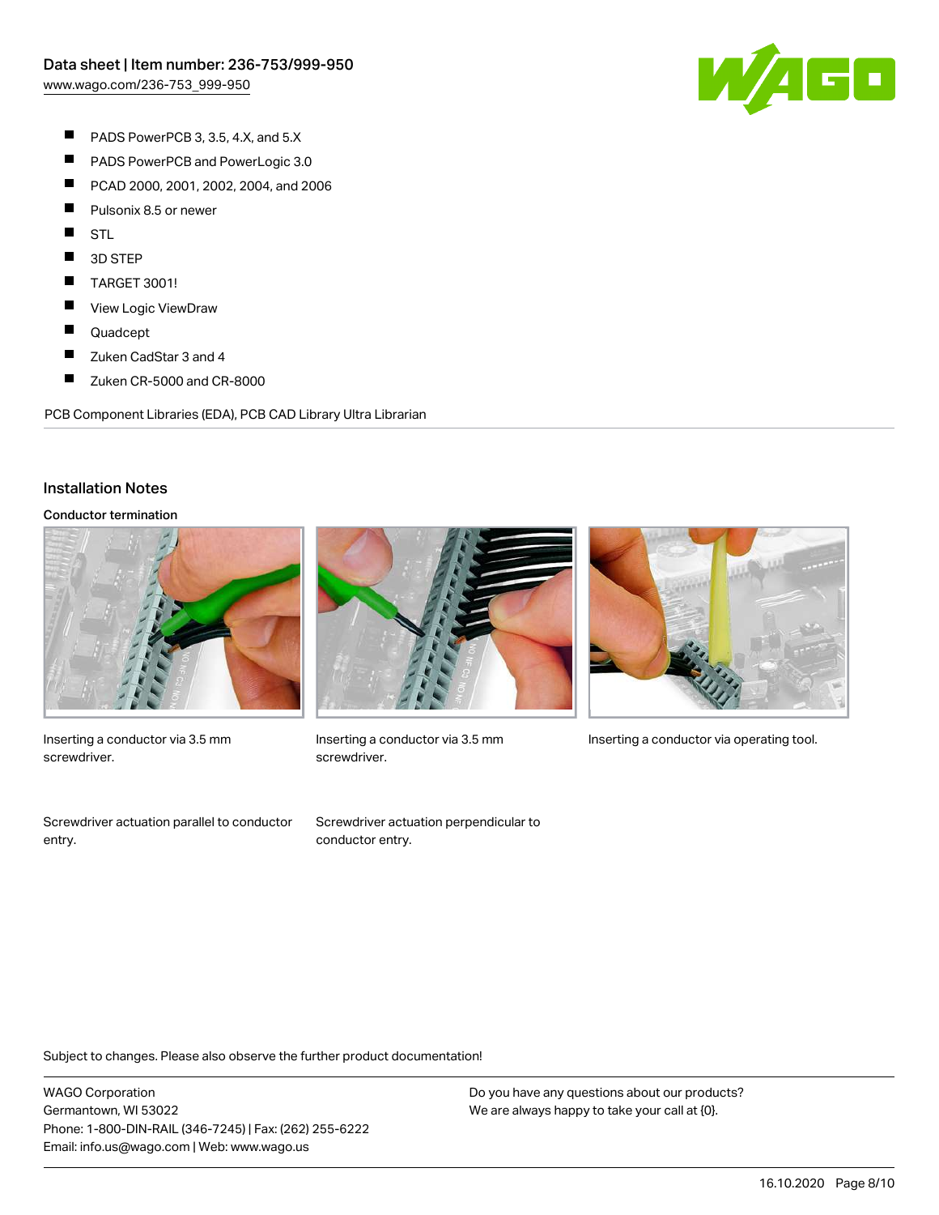- PADS PowerPCB 3, 3.5, 4.X, and 5.X
- PADS PowerPCB and PowerLogic 3.0
- PCAD 2000, 2001, 2002, 2004, and 2006
- Pulsonix 8.5 or newer
- STL
- 3D STEP
- TARGET 3001!
- View Logic ViewDraw
- Quadcept
- Zuken CadStar 3 and 4
- Zuken CR-5000 and CR-8000

PCB Component Libraries (EDA), PCB CAD Library Ultra Librarian

## Installation Notes

### Conductor termination

Inserting a conductor via 3.5 mm screwdriver.

Inserting a conductor via 3.5 mm screwdriver.

Inserting a conductor via operating tool.

Screwdriver actuation parallel to conductor entry.

Screwdriver actuation perpendicular to conductor entry.

Subject to changes. Please also observe the further product documentation!

WAGO Corporation
Germantown, WI 53022
Phone: 1-800-DIN-RAIL (346-7245) | Fax: (262) 255-6222
Email: info.us@wago.com | Web: www.wago.us

Do you have any questions about our products?
We are always happy to take your call at {0}.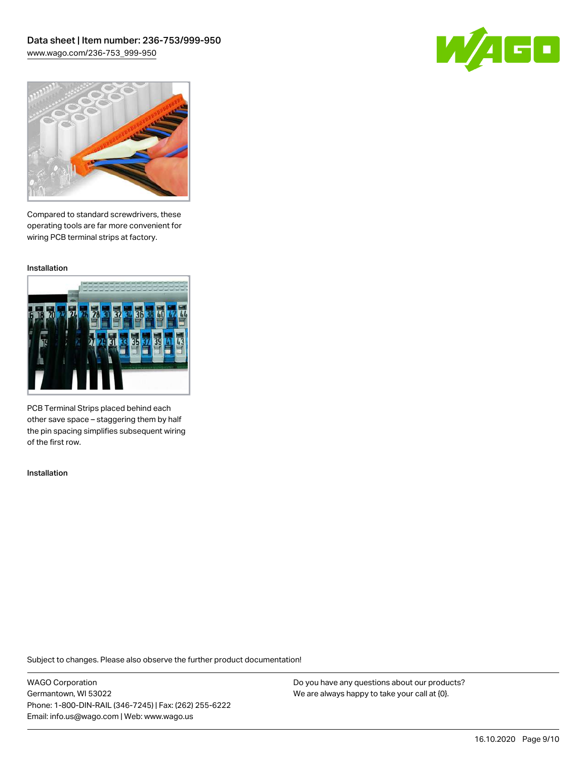Compared to standard screwdrivers, these operating tools are far more convenient for wiring PCB terminal strips at factory.

Installation

PCB Terminal Strips placed behind each other save space – staggering them by half the pin spacing simplifies subsequent wiring of the first row.

Installation

Subject to changes. Please also observe the further product documentation!

WAGO Corporation
Germantown, WI 53022
Phone: 1-800-DIN-RAIL (346-7245) | Fax: (262) 255-6222
Email: info.us@wago.com | Web: www.wago.us

Do you have any questions about our products?
We are always happy to take your call at {0}.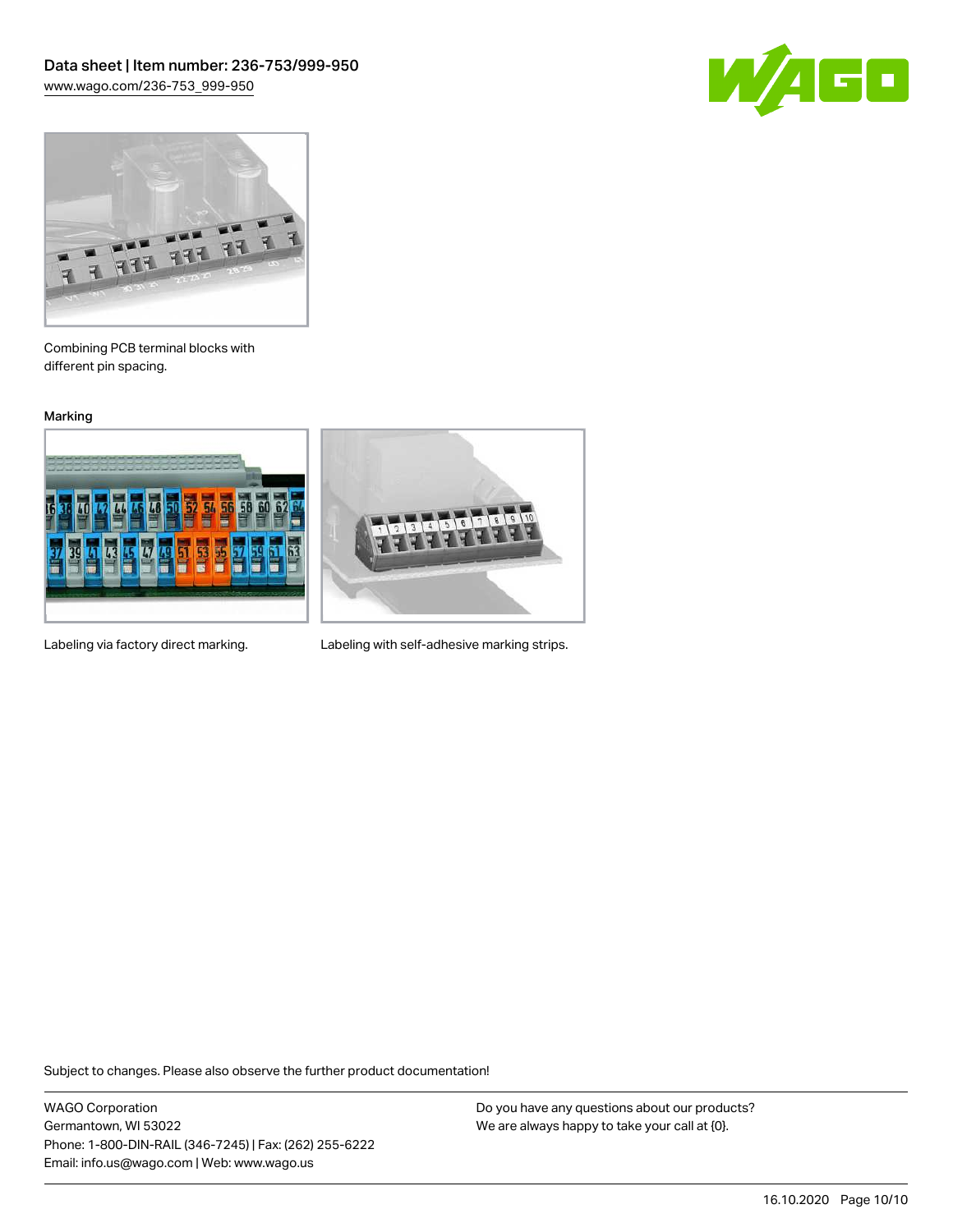Combining PCB terminal blocks with different pin spacing.

Marking

Labeling via factory direct marking.

Labeling with self-adhesive marking strips.

Subject to changes. Please also observe the further product documentation!

WAGO Corporation
Germantown, WI 53022
Phone: 1-800-DIN-RAIL (346-7245) | Fax: (262) 255-6222
Email: info.us@wago.com | Web: www.wago.us

Do you have any questions about our products?
We are always happy to take your call at {0}.